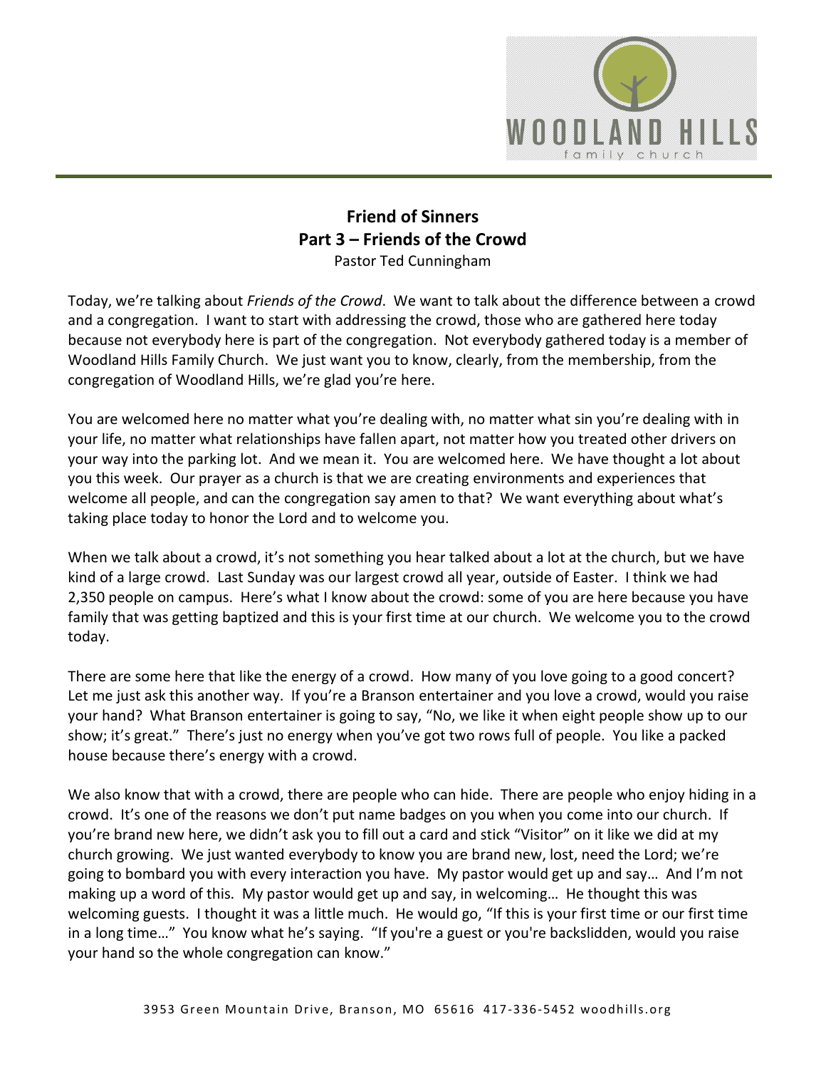# Friend of Sinners
## Part 3 – Friends of the Crowd

Pastor Ted Cunningham

Today, we're talking about *Friends of the Crowd*. We want to talk about the difference between a crowd and a congregation. I want to start with addressing the crowd, those who are gathered here today because not everybody here is part of the congregation. Not everybody gathered today is a member of Woodland Hills Family Church. We just want you to know, clearly, from the membership, from the congregation of Woodland Hills, we're glad you're here.

You are welcomed here no matter what you're dealing with, no matter what sin you're dealing with in your life, no matter what relationships have fallen apart, not matter how you treated other drivers on your way into the parking lot. And we mean it. You are welcomed here. We have thought a lot about you this week. Our prayer as a church is that we are creating environments and experiences that welcome all people, and can the congregation say amen to that? We want everything about what's taking place today to honor the Lord and to welcome you.

When we talk about a crowd, it's not something you hear talked about a lot at the church, but we have kind of a large crowd. Last Sunday was our largest crowd all year, outside of Easter. I think we had 2,350 people on campus. Here's what I know about the crowd: some of you are here because you have family that was getting baptized and this is your first time at our church. We welcome you to the crowd today.

There are some here that like the energy of a crowd. How many of you love going to a good concert? Let me just ask this another way. If you're a Branson entertainer and you love a crowd, would you raise your hand? What Branson entertainer is going to say, "No, we like it when eight people show up to our show; it's great." There's just no energy when you've got two rows full of people. You like a packed house because there's energy with a crowd.

We also know that with a crowd, there are people who can hide. There are people who enjoy hiding in a crowd. It's one of the reasons we don't put name badges on you when you come into our church. If you're brand new here, we didn't ask you to fill out a card and stick "Visitor" on it like we did at my church growing. We just wanted everybody to know you are brand new, lost, need the Lord; we're going to bombard you with every interaction you have. My pastor would get up and say… And I'm not making up a word of this. My pastor would get up and say, in welcoming… He thought this was welcoming guests. I thought it was a little much. He would go, "If this is your first time or our first time in a long time…" You know what he's saying. "If you're a guest or you're backslidden, would you raise your hand so the whole congregation can know."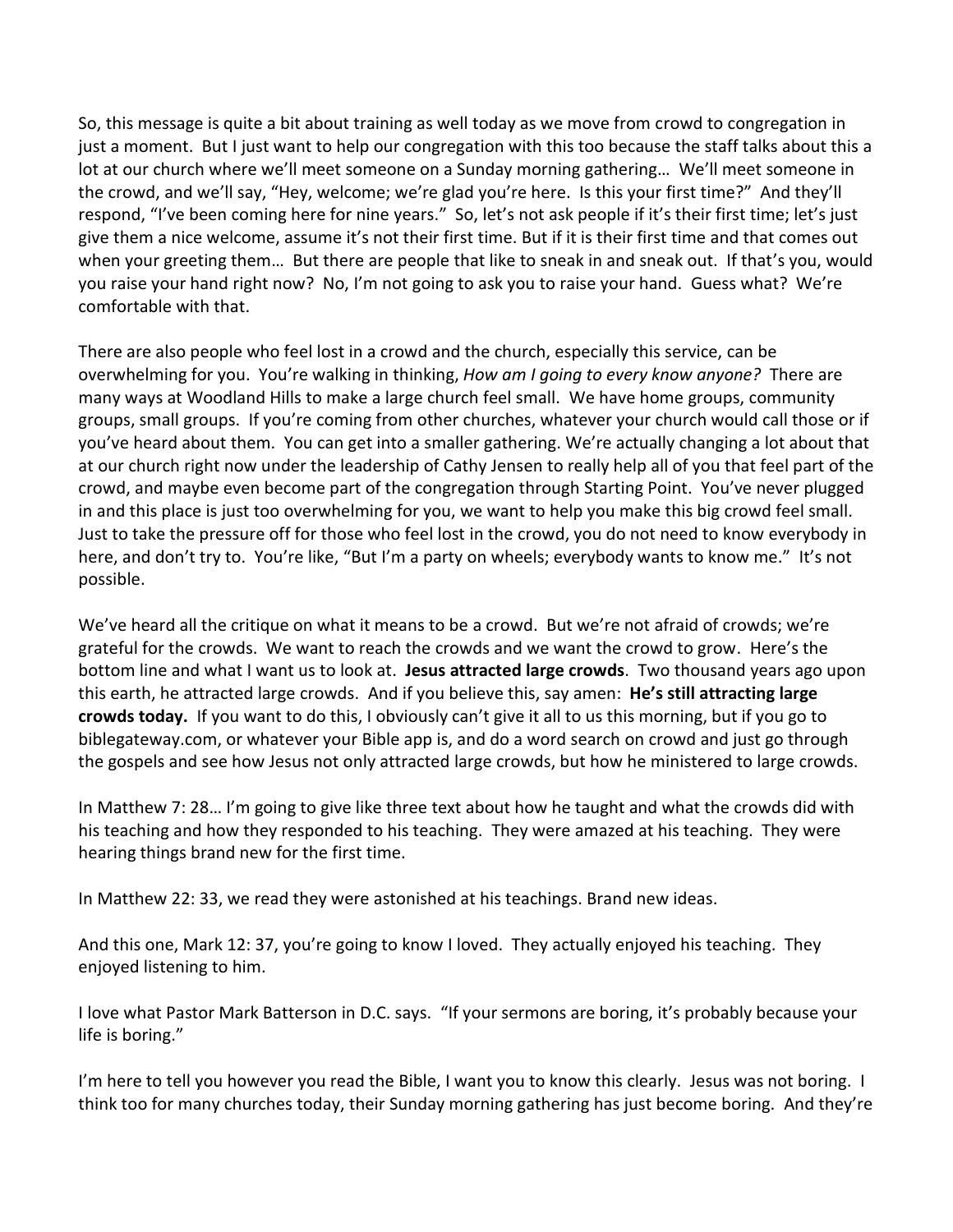So, this message is quite a bit about training as well today as we move from crowd to congregation in just a moment. But I just want to help our congregation with this too because the staff talks about this a lot at our church where we'll meet someone on a Sunday morning gathering… We'll meet someone in the crowd, and we'll say, "Hey, welcome; we're glad you're here. Is this your first time?" And they'll respond, "I've been coming here for nine years." So, let's not ask people if it's their first time; let's just give them a nice welcome, assume it's not their first time. But if it is their first time and that comes out when your greeting them… But there are people that like to sneak in and sneak out. If that's you, would you raise your hand right now? No, I'm not going to ask you to raise your hand. Guess what? We're comfortable with that.

There are also people who feel lost in a crowd and the church, especially this service, can be overwhelming for you. You're walking in thinking, *How am I going to every know anyone?* There are many ways at Woodland Hills to make a large church feel small. We have home groups, community groups, small groups. If you're coming from other churches, whatever your church would call those or if you've heard about them. You can get into a smaller gathering. We're actually changing a lot about that at our church right now under the leadership of Cathy Jensen to really help all of you that feel part of the crowd, and maybe even become part of the congregation through Starting Point. You've never plugged in and this place is just too overwhelming for you, we want to help you make this big crowd feel small. Just to take the pressure off for those who feel lost in the crowd, you do not need to know everybody in here, and don't try to. You're like, "But I'm a party on wheels; everybody wants to know me." It's not possible.

We've heard all the critique on what it means to be a crowd. But we're not afraid of crowds; we're grateful for the crowds. We want to reach the crowds and we want the crowd to grow. Here's the bottom line and what I want us to look at. **Jesus attracted large crowds**. Two thousand years ago upon this earth, he attracted large crowds. And if you believe this, say amen: **He's still attracting large crowds today.** If you want to do this, I obviously can't give it all to us this morning, but if you go to biblegateway.com, or whatever your Bible app is, and do a word search on crowd and just go through the gospels and see how Jesus not only attracted large crowds, but how he ministered to large crowds.

In Matthew 7: 28… I'm going to give like three text about how he taught and what the crowds did with his teaching and how they responded to his teaching. They were amazed at his teaching. They were hearing things brand new for the first time.

In Matthew 22: 33, we read they were astonished at his teachings. Brand new ideas.

And this one, Mark 12: 37, you're going to know I loved. They actually enjoyed his teaching. They enjoyed listening to him.

I love what Pastor Mark Batterson in D.C. says. "If your sermons are boring, it's probably because your life is boring."

I'm here to tell you however you read the Bible, I want you to know this clearly. Jesus was not boring. I think too for many churches today, their Sunday morning gathering has just become boring. And they're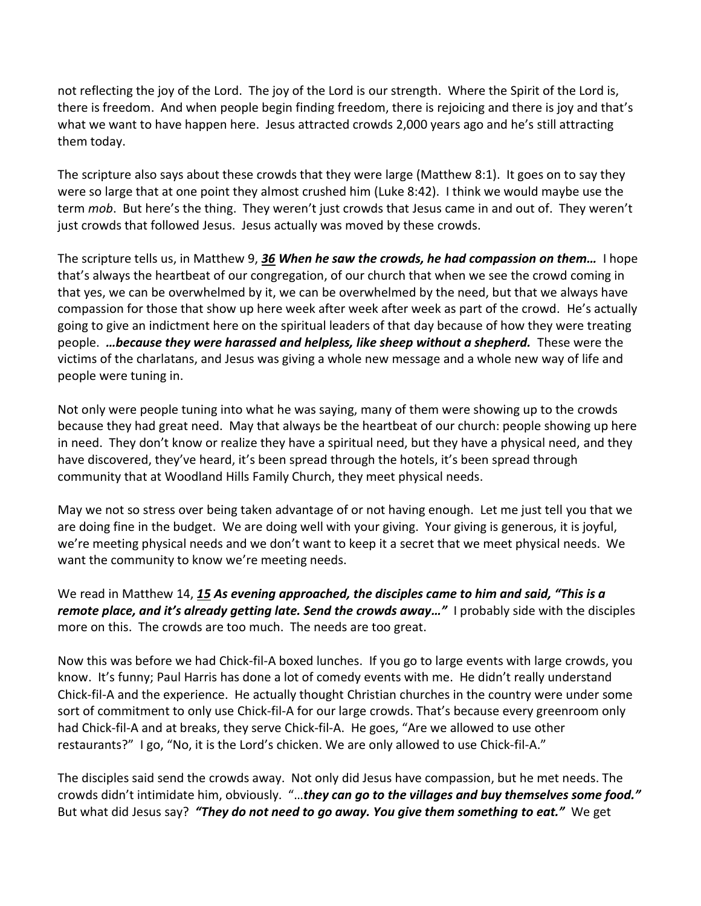not reflecting the joy of the Lord. The joy of the Lord is our strength. Where the Spirit of the Lord is, there is freedom. And when people begin finding freedom, there is rejoicing and there is joy and that's what we want to have happen here. Jesus attracted crowds 2,000 years ago and he's still attracting them today.

The scripture also says about these crowds that they were large (Matthew 8:1). It goes on to say they were so large that at one point they almost crushed him (Luke 8:42). I think we would maybe use the term *mob*. But here's the thing. They weren't just crowds that Jesus came in and out of. They weren't just crowds that followed Jesus. Jesus actually was moved by these crowds.

The scripture tells us, in Matthew 9, ***36 When he saw the crowds, he had compassion on them…*** I hope that's always the heartbeat of our congregation, of our church that when we see the crowd coming in that yes, we can be overwhelmed by it, we can be overwhelmed by the need, but that we always have compassion for those that show up here week after week after week as part of the crowd. He's actually going to give an indictment here on the spiritual leaders of that day because of how they were treating people. ***…because they were harassed and helpless, like sheep without a shepherd.*** These were the victims of the charlatans, and Jesus was giving a whole new message and a whole new way of life and people were tuning in.

Not only were people tuning into what he was saying, many of them were showing up to the crowds because they had great need. May that always be the heartbeat of our church: people showing up here in need. They don't know or realize they have a spiritual need, but they have a physical need, and they have discovered, they've heard, it's been spread through the hotels, it's been spread through community that at Woodland Hills Family Church, they meet physical needs.

May we not so stress over being taken advantage of or not having enough. Let me just tell you that we are doing fine in the budget. We are doing well with your giving. Your giving is generous, it is joyful, we're meeting physical needs and we don't want to keep it a secret that we meet physical needs. We want the community to know we're meeting needs.

We read in Matthew 14, ***15 As evening approached, the disciples came to him and said, "This is a remote place, and it's already getting late. Send the crowds away…"*** I probably side with the disciples more on this. The crowds are too much. The needs are too great.

Now this was before we had Chick-fil-A boxed lunches. If you go to large events with large crowds, you know. It's funny; Paul Harris has done a lot of comedy events with me. He didn't really understand Chick-fil-A and the experience. He actually thought Christian churches in the country were under some sort of commitment to only use Chick-fil-A for our large crowds. That's because every greenroom only had Chick-fil-A and at breaks, they serve Chick-fil-A. He goes, "Are we allowed to use other restaurants?" I go, "No, it is the Lord's chicken. We are only allowed to use Chick-fil-A."

The disciples said send the crowds away. Not only did Jesus have compassion, but he met needs. The crowds didn't intimidate him, obviously. "…***they can go to the villages and buy themselves some food."*** But what did Jesus say? ***"They do not need to go away. You give them something to eat."*** We get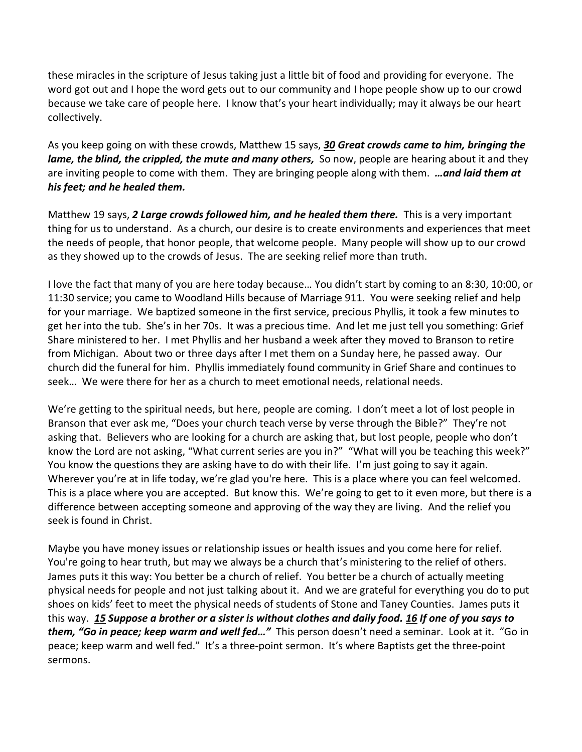these miracles in the scripture of Jesus taking just a little bit of food and providing for everyone. The word got out and I hope the word gets out to our community and I hope people show up to our crowd because we take care of people here. I know that's your heart individually; may it always be our heart collectively.

As you keep going on with these crowds, Matthew 15 says, ***30 Great crowds came to him, bringing the lame, the blind, the crippled, the mute and many others,*** So now, people are hearing about it and they are inviting people to come with them. They are bringing people along with them. ***…and laid them at his feet; and he healed them.***

Matthew 19 says, ***2 Large crowds followed him, and he healed them there.*** This is a very important thing for us to understand. As a church, our desire is to create environments and experiences that meet the needs of people, that honor people, that welcome people. Many people will show up to our crowd as they showed up to the crowds of Jesus. The are seeking relief more than truth.

I love the fact that many of you are here today because… You didn't start by coming to an 8:30, 10:00, or 11:30 service; you came to Woodland Hills because of Marriage 911. You were seeking relief and help for your marriage. We baptized someone in the first service, precious Phyllis, it took a few minutes to get her into the tub. She's in her 70s. It was a precious time. And let me just tell you something: Grief Share ministered to her. I met Phyllis and her husband a week after they moved to Branson to retire from Michigan. About two or three days after I met them on a Sunday here, he passed away. Our church did the funeral for him. Phyllis immediately found community in Grief Share and continues to seek… We were there for her as a church to meet emotional needs, relational needs.

We're getting to the spiritual needs, but here, people are coming. I don't meet a lot of lost people in Branson that ever ask me, "Does your church teach verse by verse through the Bible?" They're not asking that. Believers who are looking for a church are asking that, but lost people, people who don't know the Lord are not asking, "What current series are you in?" "What will you be teaching this week?" You know the questions they are asking have to do with their life. I'm just going to say it again. Wherever you're at in life today, we're glad you're here. This is a place where you can feel welcomed. This is a place where you are accepted. But know this. We're going to get to it even more, but there is a difference between accepting someone and approving of the way they are living. And the relief you seek is found in Christ.

Maybe you have money issues or relationship issues or health issues and you come here for relief. You're going to hear truth, but may we always be a church that's ministering to the relief of others. James puts it this way: You better be a church of relief. You better be a church of actually meeting physical needs for people and not just talking about it. And we are grateful for everything you do to put shoes on kids' feet to meet the physical needs of students of Stone and Taney Counties. James puts it this way. ***15 Suppose a brother or a sister is without clothes and daily food. 16 If one of you says to them, "Go in peace; keep warm and well fed…"*** This person doesn't need a seminar. Look at it. "Go in peace; keep warm and well fed." It's a three-point sermon. It's where Baptists get the three-point sermons.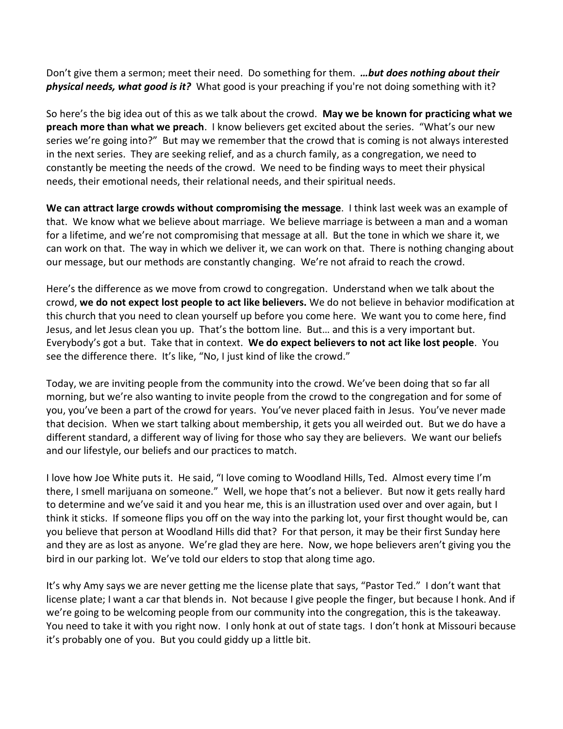Don't give them a sermon; meet their need. Do something for them. ***…but does nothing about their physical needs, what good is it?*** What good is your preaching if you're not doing something with it?

So here's the big idea out of this as we talk about the crowd. **May we be known for practicing what we preach more than what we preach**. I know believers get excited about the series. "What's our new series we're going into?" But may we remember that the crowd that is coming is not always interested in the next series. They are seeking relief, and as a church family, as a congregation, we need to constantly be meeting the needs of the crowd. We need to be finding ways to meet their physical needs, their emotional needs, their relational needs, and their spiritual needs.

**We can attract large crowds without compromising the message**. I think last week was an example of that. We know what we believe about marriage. We believe marriage is between a man and a woman for a lifetime, and we're not compromising that message at all. But the tone in which we share it, we can work on that. The way in which we deliver it, we can work on that. There is nothing changing about our message, but our methods are constantly changing. We're not afraid to reach the crowd.

Here's the difference as we move from crowd to congregation. Understand when we talk about the crowd, **we do not expect lost people to act like believers.** We do not believe in behavior modification at this church that you need to clean yourself up before you come here. We want you to come here, find Jesus, and let Jesus clean you up. That's the bottom line. But… and this is a very important but. Everybody's got a but. Take that in context. **We do expect believers to not act like lost people**. You see the difference there. It's like, "No, I just kind of like the crowd."

Today, we are inviting people from the community into the crowd. We've been doing that so far all morning, but we're also wanting to invite people from the crowd to the congregation and for some of you, you've been a part of the crowd for years. You've never placed faith in Jesus. You've never made that decision. When we start talking about membership, it gets you all weirded out. But we do have a different standard, a different way of living for those who say they are believers. We want our beliefs and our lifestyle, our beliefs and our practices to match.

I love how Joe White puts it. He said, "I love coming to Woodland Hills, Ted. Almost every time I'm there, I smell marijuana on someone." Well, we hope that's not a believer. But now it gets really hard to determine and we've said it and you hear me, this is an illustration used over and over again, but I think it sticks. If someone flips you off on the way into the parking lot, your first thought would be, can you believe that person at Woodland Hills did that? For that person, it may be their first Sunday here and they are as lost as anyone. We're glad they are here. Now, we hope believers aren't giving you the bird in our parking lot. We've told our elders to stop that along time ago.

It's why Amy says we are never getting me the license plate that says, "Pastor Ted." I don't want that license plate; I want a car that blends in. Not because I give people the finger, but because I honk. And if we're going to be welcoming people from our community into the congregation, this is the takeaway. You need to take it with you right now. I only honk at out of state tags. I don't honk at Missouri because it's probably one of you. But you could giddy up a little bit.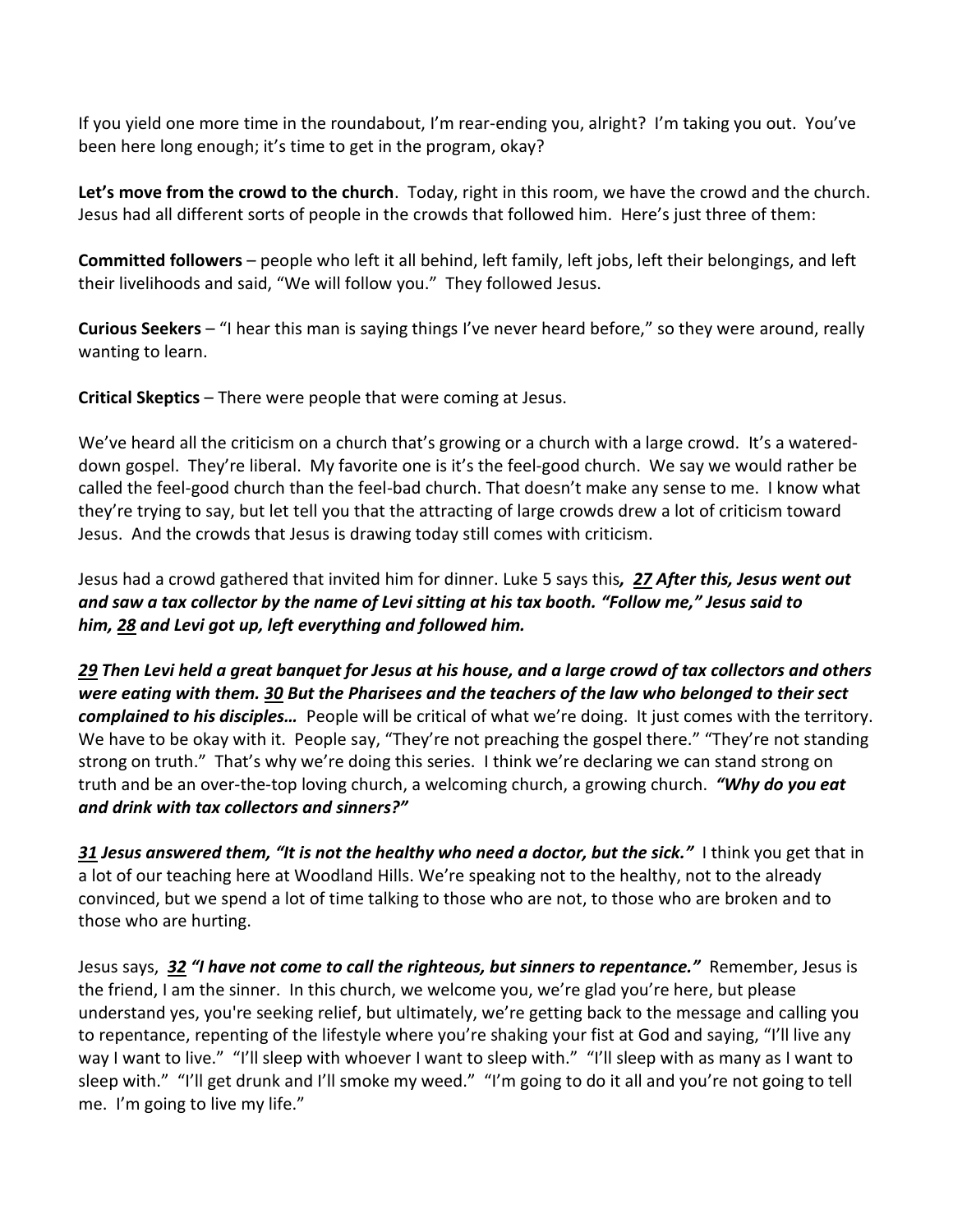If you yield one more time in the roundabout, I'm rear-ending you, alright? I'm taking you out. You've been here long enough; it's time to get in the program, okay?

**Let's move from the crowd to the church**. Today, right in this room, we have the crowd and the church. Jesus had all different sorts of people in the crowds that followed him. Here's just three of them:

**Committed followers** – people who left it all behind, left family, left jobs, left their belongings, and left their livelihoods and said, "We will follow you." They followed Jesus.

**Curious Seekers** – "I hear this man is saying things I've never heard before," so they were around, really wanting to learn.

**Critical Skeptics** – There were people that were coming at Jesus.

We've heard all the criticism on a church that's growing or a church with a large crowd. It's a watered-down gospel. They're liberal. My favorite one is it's the feel-good church. We say we would rather be called the feel-good church than the feel-bad church. That doesn't make any sense to me. I know what they're trying to say, but let tell you that the attracting of large crowds drew a lot of criticism toward Jesus. And the crowds that Jesus is drawing today still comes with criticism.

Jesus had a crowd gathered that invited him for dinner. Luke 5 says this***, <u>27</u> After this, Jesus went out and saw a tax collector by the name of Levi sitting at his tax booth. "Follow me," Jesus said to him, <u>28</u> and Levi got up, left everything and followed him.***

***<u>29</u> Then Levi held a great banquet for Jesus at his house, and a large crowd of tax collectors and others were eating with them. <u>30</u> But the Pharisees and the teachers of the law who belonged to their sect complained to his disciples…*** People will be critical of what we're doing. It just comes with the territory. We have to be okay with it. People say, "They're not preaching the gospel there." "They're not standing strong on truth." That's why we're doing this series. I think we're declaring we can stand strong on truth and be an over-the-top loving church, a welcoming church, a growing church. ***"Why do you eat and drink with tax collectors and sinners?"***

***<u>31</u> Jesus answered them, "It is not the healthy who need a doctor, but the sick."*** I think you get that in a lot of our teaching here at Woodland Hills. We're speaking not to the healthy, not to the already convinced, but we spend a lot of time talking to those who are not, to those who are broken and to those who are hurting.

Jesus says, ***<u>32</u> "I have not come to call the righteous, but sinners to repentance."*** Remember, Jesus is the friend, I am the sinner. In this church, we welcome you, we're glad you're here, but please understand yes, you're seeking relief, but ultimately, we're getting back to the message and calling you to repentance, repenting of the lifestyle where you're shaking your fist at God and saying, "I'll live any way I want to live." "I'll sleep with whoever I want to sleep with." "I'll sleep with as many as I want to sleep with." "I'll get drunk and I'll smoke my weed." "I'm going to do it all and you're not going to tell me. I'm going to live my life."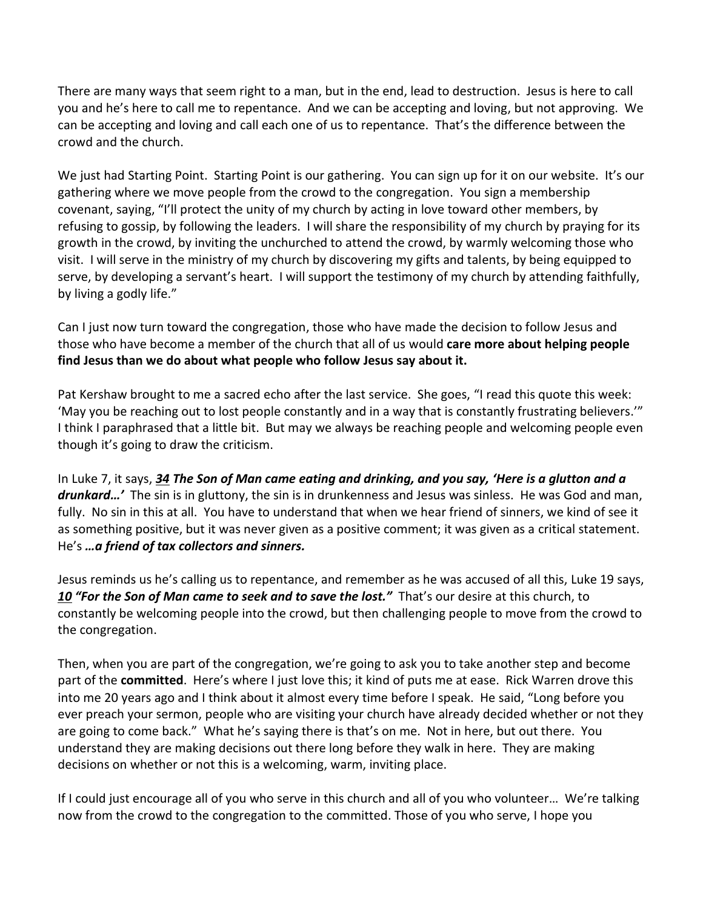There are many ways that seem right to a man, but in the end, lead to destruction. Jesus is here to call you and he's here to call me to repentance. And we can be accepting and loving, but not approving. We can be accepting and loving and call each one of us to repentance. That's the difference between the crowd and the church.

We just had Starting Point. Starting Point is our gathering. You can sign up for it on our website. It's our gathering where we move people from the crowd to the congregation. You sign a membership covenant, saying, "I'll protect the unity of my church by acting in love toward other members, by refusing to gossip, by following the leaders. I will share the responsibility of my church by praying for its growth in the crowd, by inviting the unchurched to attend the crowd, by warmly welcoming those who visit. I will serve in the ministry of my church by discovering my gifts and talents, by being equipped to serve, by developing a servant's heart. I will support the testimony of my church by attending faithfully, by living a godly life."

Can I just now turn toward the congregation, those who have made the decision to follow Jesus and those who have become a member of the church that all of us would **care more about helping people find Jesus than we do about what people who follow Jesus say about it.**

Pat Kershaw brought to me a sacred echo after the last service. She goes, "I read this quote this week: 'May you be reaching out to lost people constantly and in a way that is constantly frustrating believers.'" I think I paraphrased that a little bit. But may we always be reaching people and welcoming people even though it's going to draw the criticism.

In Luke 7, it says, ***34 The Son of Man came eating and drinking, and you say, 'Here is a glutton and a drunkard…'*** The sin is in gluttony, the sin is in drunkenness and Jesus was sinless. He was God and man, fully. No sin in this at all. You have to understand that when we hear friend of sinners, we kind of see it as something positive, but it was never given as a positive comment; it was given as a critical statement. He's ***…a friend of tax collectors and sinners.***

Jesus reminds us he's calling us to repentance, and remember as he was accused of all this, Luke 19 says, ***10 "For the Son of Man came to seek and to save the lost."*** That's our desire at this church, to constantly be welcoming people into the crowd, but then challenging people to move from the crowd to the congregation.

Then, when you are part of the congregation, we're going to ask you to take another step and become part of the **committed**. Here's where I just love this; it kind of puts me at ease. Rick Warren drove this into me 20 years ago and I think about it almost every time before I speak. He said, "Long before you ever preach your sermon, people who are visiting your church have already decided whether or not they are going to come back." What he's saying there is that's on me. Not in here, but out there. You understand they are making decisions out there long before they walk in here. They are making decisions on whether or not this is a welcoming, warm, inviting place.

If I could just encourage all of you who serve in this church and all of you who volunteer… We're talking now from the crowd to the congregation to the committed. Those of you who serve, I hope you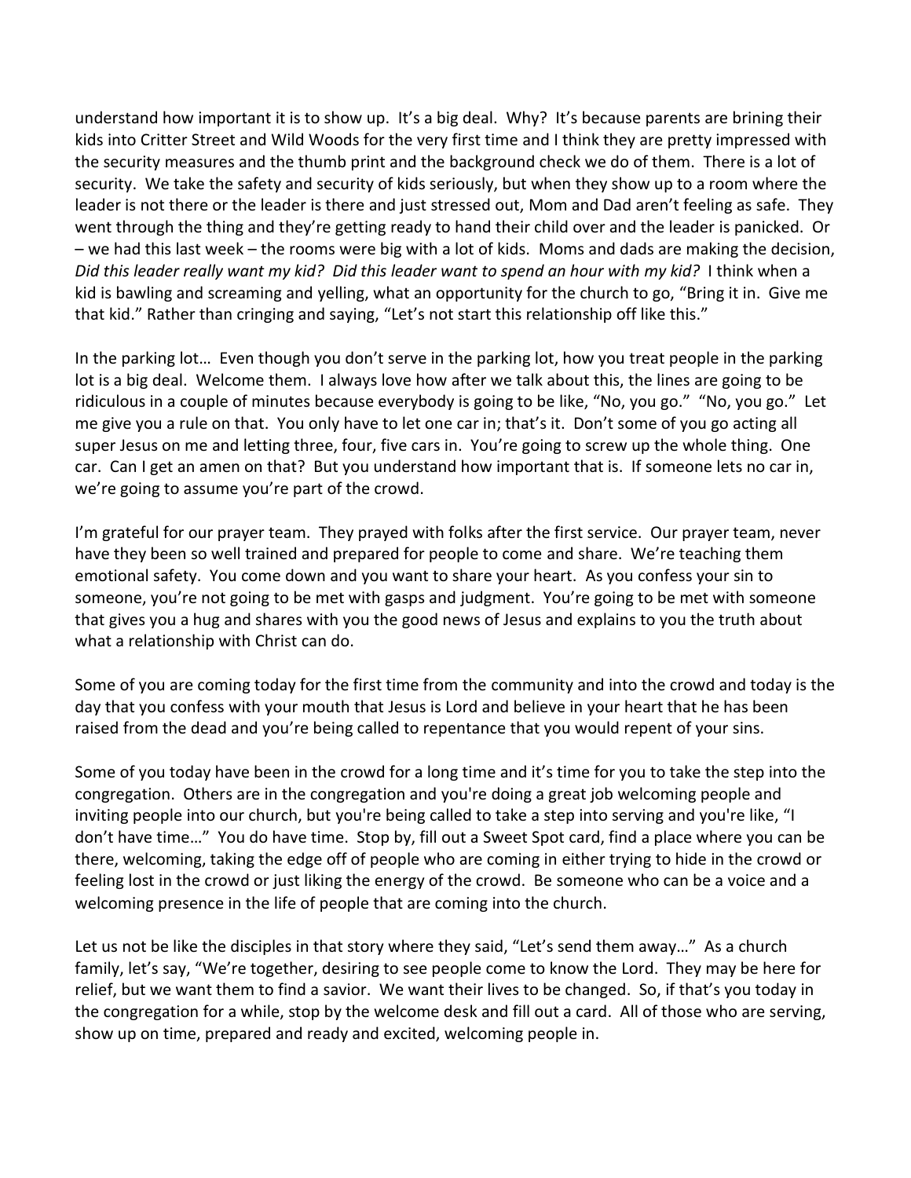understand how important it is to show up. It's a big deal. Why? It's because parents are brining their kids into Critter Street and Wild Woods for the very first time and I think they are pretty impressed with the security measures and the thumb print and the background check we do of them. There is a lot of security. We take the safety and security of kids seriously, but when they show up to a room where the leader is not there or the leader is there and just stressed out, Mom and Dad aren't feeling as safe. They went through the thing and they're getting ready to hand their child over and the leader is panicked. Or – we had this last week – the rooms were big with a lot of kids. Moms and dads are making the decision, *Did this leader really want my kid? Did this leader want to spend an hour with my kid?* I think when a kid is bawling and screaming and yelling, what an opportunity for the church to go, "Bring it in. Give me that kid." Rather than cringing and saying, "Let's not start this relationship off like this."

In the parking lot… Even though you don't serve in the parking lot, how you treat people in the parking lot is a big deal. Welcome them. I always love how after we talk about this, the lines are going to be ridiculous in a couple of minutes because everybody is going to be like, "No, you go." "No, you go." Let me give you a rule on that. You only have to let one car in; that's it. Don't some of you go acting all super Jesus on me and letting three, four, five cars in. You're going to screw up the whole thing. One car. Can I get an amen on that? But you understand how important that is. If someone lets no car in, we're going to assume you're part of the crowd.

I'm grateful for our prayer team. They prayed with folks after the first service. Our prayer team, never have they been so well trained and prepared for people to come and share. We're teaching them emotional safety. You come down and you want to share your heart. As you confess your sin to someone, you're not going to be met with gasps and judgment. You're going to be met with someone that gives you a hug and shares with you the good news of Jesus and explains to you the truth about what a relationship with Christ can do.

Some of you are coming today for the first time from the community and into the crowd and today is the day that you confess with your mouth that Jesus is Lord and believe in your heart that he has been raised from the dead and you're being called to repentance that you would repent of your sins.

Some of you today have been in the crowd for a long time and it's time for you to take the step into the congregation. Others are in the congregation and you're doing a great job welcoming people and inviting people into our church, but you're being called to take a step into serving and you're like, "I don't have time…" You do have time. Stop by, fill out a Sweet Spot card, find a place where you can be there, welcoming, taking the edge off of people who are coming in either trying to hide in the crowd or feeling lost in the crowd or just liking the energy of the crowd. Be someone who can be a voice and a welcoming presence in the life of people that are coming into the church.

Let us not be like the disciples in that story where they said, "Let's send them away…" As a church family, let's say, "We're together, desiring to see people come to know the Lord. They may be here for relief, but we want them to find a savior. We want their lives to be changed. So, if that's you today in the congregation for a while, stop by the welcome desk and fill out a card. All of those who are serving, show up on time, prepared and ready and excited, welcoming people in.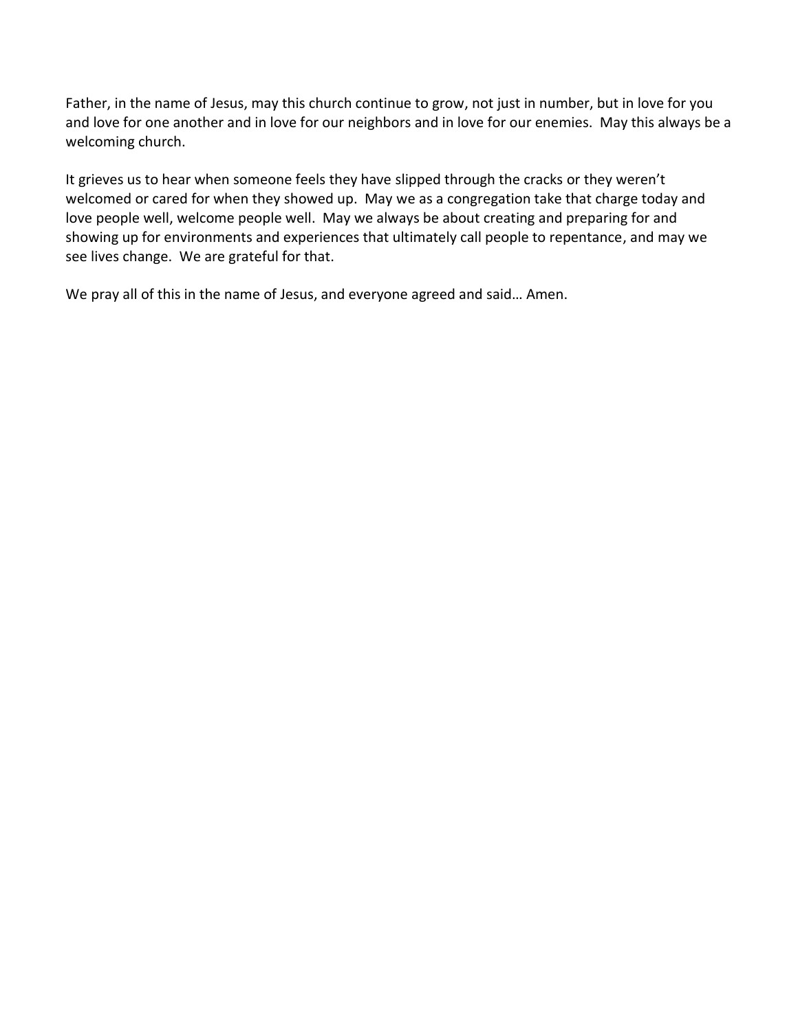Father, in the name of Jesus, may this church continue to grow, not just in number, but in love for you and love for one another and in love for our neighbors and in love for our enemies. May this always be a welcoming church.

It grieves us to hear when someone feels they have slipped through the cracks or they weren't welcomed or cared for when they showed up. May we as a congregation take that charge today and love people well, welcome people well. May we always be about creating and preparing for and showing up for environments and experiences that ultimately call people to repentance, and may we see lives change. We are grateful for that.

We pray all of this in the name of Jesus, and everyone agreed and said… Amen.